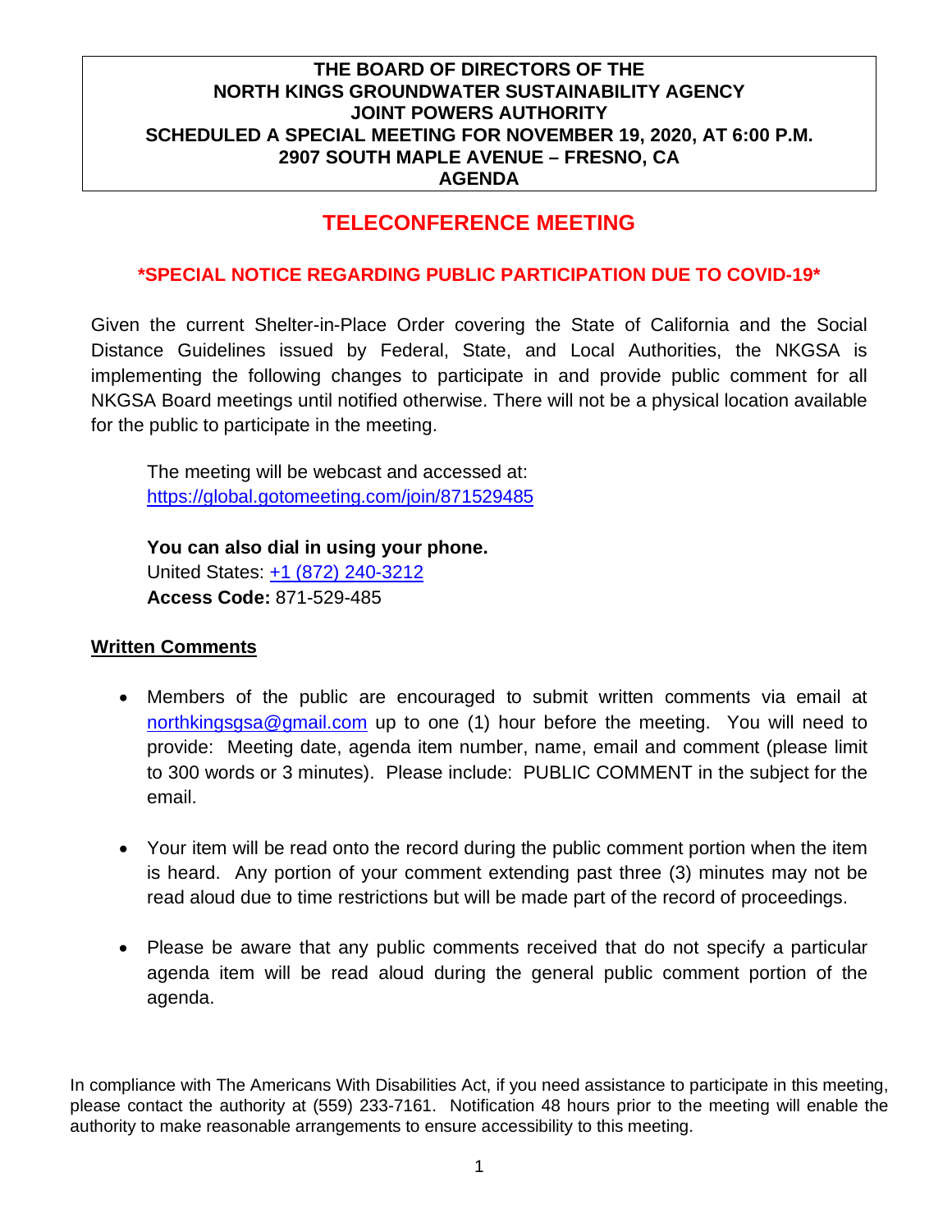**THE BOARD OF DIRECTORS OF THE**
**NORTH KINGS GROUNDWATER SUSTAINABILITY AGENCY**
**JOINT POWERS AUTHORITY**
**SCHEDULED A SPECIAL MEETING FOR NOVEMBER 19, 2020, AT 6:00 P.M.**
**2907 SOUTH MAPLE AVENUE – FRESNO, CA**
**AGENDA**

# TELECONFERENCE MEETING

### *SPECIAL NOTICE REGARDING PUBLIC PARTICIPATION DUE TO COVID-19*

Given the current Shelter-in-Place Order covering the State of California and the Social Distance Guidelines issued by Federal, State, and Local Authorities, the NKGSA is implementing the following changes to participate in and provide public comment for all NKGSA Board meetings until notified otherwise. There will not be a physical location available for the public to participate in the meeting.

The meeting will be webcast and accessed at:
https://global.gotomeeting.com/join/871529485

**You can also dial in using your phone.**
United States: +1 (872) 240-3212
**Access Code:** 871-529-485

**Written Comments**

- Members of the public are encouraged to submit written comments via email at northkingsgsa@gmail.com up to one (1) hour before the meeting. You will need to provide: Meeting date, agenda item number, name, email and comment (please limit to 300 words or 3 minutes). Please include: PUBLIC COMMENT in the subject for the email.

- Your item will be read onto the record during the public comment portion when the item is heard. Any portion of your comment extending past three (3) minutes may not be read aloud due to time restrictions but will be made part of the record of proceedings.

- Please be aware that any public comments received that do not specify a particular agenda item will be read aloud during the general public comment portion of the agenda.

In compliance with The Americans With Disabilities Act, if you need assistance to participate in this meeting, please contact the authority at (559) 233-7161. Notification 48 hours prior to the meeting will enable the authority to make reasonable arrangements to ensure accessibility to this meeting.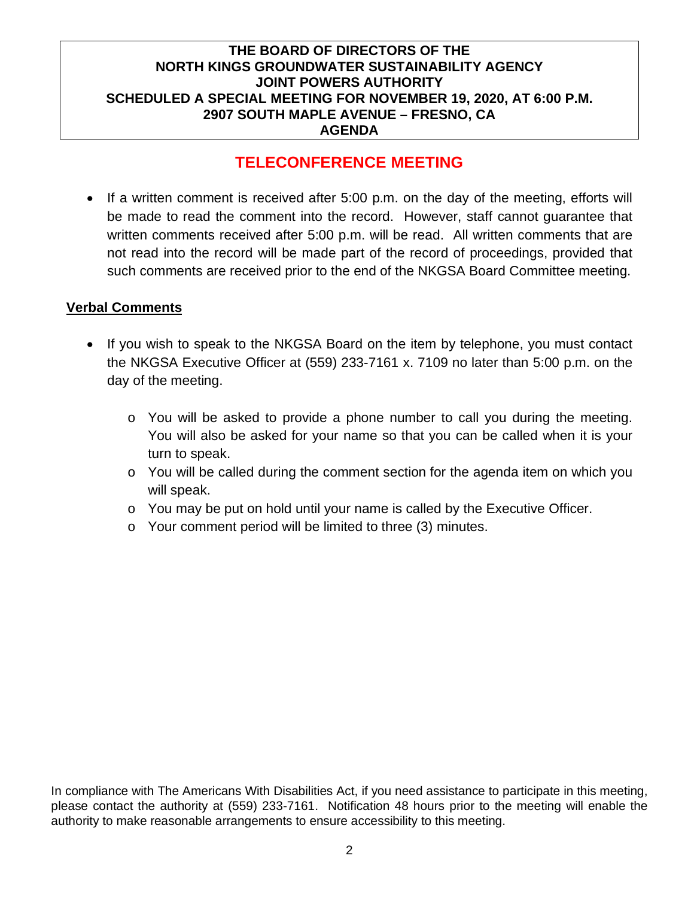**THE BOARD OF DIRECTORS OF THE**
**NORTH KINGS GROUNDWATER SUSTAINABILITY AGENCY**
**JOINT POWERS AUTHORITY**
**SCHEDULED A SPECIAL MEETING FOR NOVEMBER 19, 2020, AT 6:00 P.M.**
**2907 SOUTH MAPLE AVENUE – FRESNO, CA**
**AGENDA**

## TELECONFERENCE MEETING

- If a written comment is received after 5:00 p.m. on the day of the meeting, efforts will be made to read the comment into the record. However, staff cannot guarantee that written comments received after 5:00 p.m. will be read. All written comments that are not read into the record will be made part of the record of proceedings, provided that such comments are received prior to the end of the NKGSA Board Committee meeting.

**Verbal Comments**

- If you wish to speak to the NKGSA Board on the item by telephone, you must contact the NKGSA Executive Officer at (559) 233-7161 x. 7109 no later than 5:00 p.m. on the day of the meeting.
  - You will be asked to provide a phone number to call you during the meeting. You will also be asked for your name so that you can be called when it is your turn to speak.
  - You will be called during the comment section for the agenda item on which you will speak.
  - You may be put on hold until your name is called by the Executive Officer.
  - Your comment period will be limited to three (3) minutes.

In compliance with The Americans With Disabilities Act, if you need assistance to participate in this meeting, please contact the authority at (559) 233-7161. Notification 48 hours prior to the meeting will enable the authority to make reasonable arrangements to ensure accessibility to this meeting.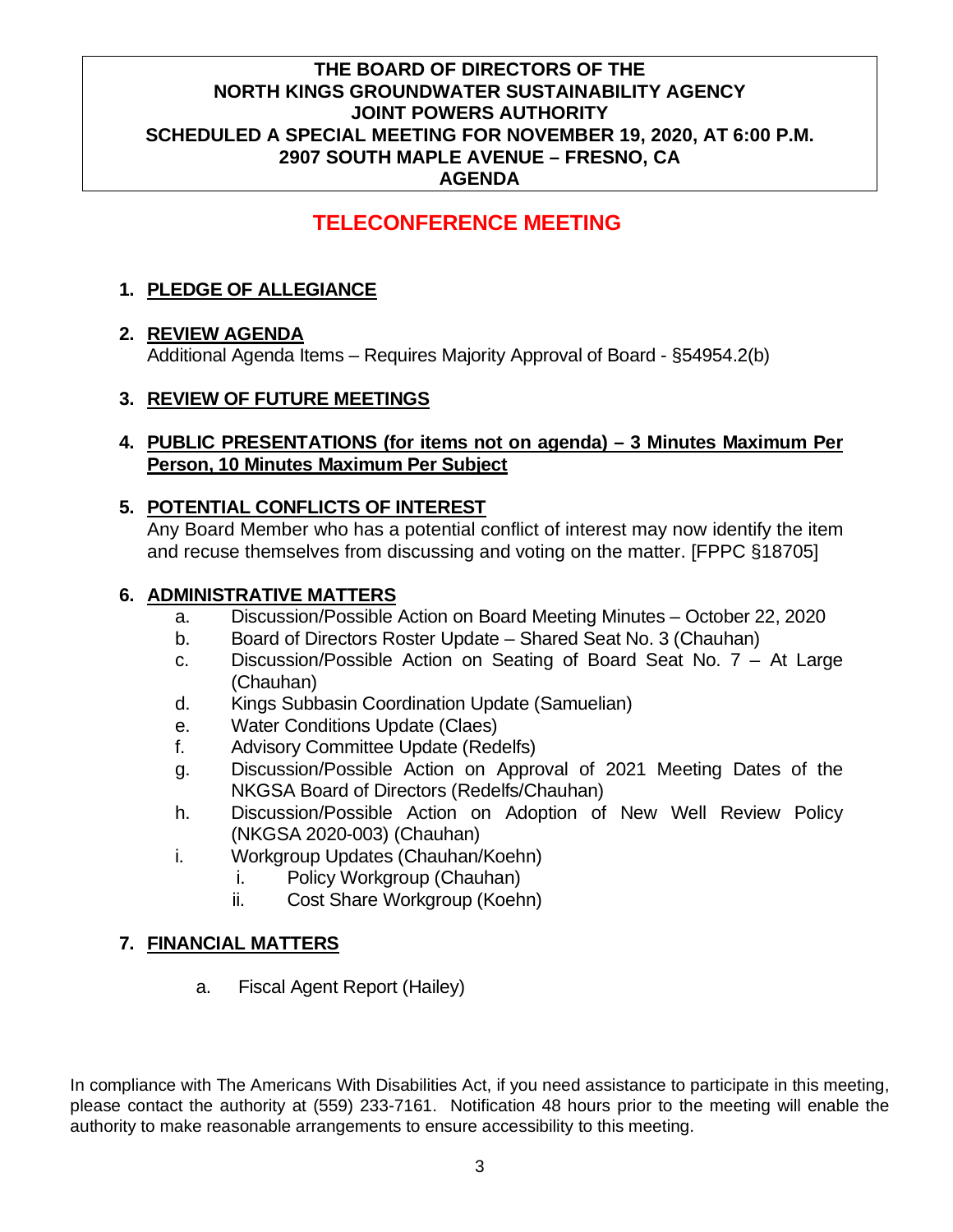**THE BOARD OF DIRECTORS OF THE**
**NORTH KINGS GROUNDWATER SUSTAINABILITY AGENCY**
**JOINT POWERS AUTHORITY**
**SCHEDULED A SPECIAL MEETING FOR NOVEMBER 19, 2020, AT 6:00 P.M.**
**2907 SOUTH MAPLE AVENUE – FRESNO, CA**
**AGENDA**

# TELECONFERENCE MEETING

1. **PLEDGE OF ALLEGIANCE**

2. **REVIEW AGENDA**
   Additional Agenda Items – Requires Majority Approval of Board - §54954.2(b)

3. **REVIEW OF FUTURE MEETINGS**

4. **PUBLIC PRESENTATIONS (for items not on agenda) – 3 Minutes Maximum Per Person, 10 Minutes Maximum Per Subject**

5. **POTENTIAL CONFLICTS OF INTEREST**
   Any Board Member who has a potential conflict of interest may now identify the item and recuse themselves from discussing and voting on the matter. [FPPC §18705]

6. **ADMINISTRATIVE MATTERS**
   a. Discussion/Possible Action on Board Meeting Minutes – October 22, 2020
   b. Board of Directors Roster Update – Shared Seat No. 3 (Chauhan)
   c. Discussion/Possible Action on Seating of Board Seat No. 7 – At Large (Chauhan)
   d. Kings Subbasin Coordination Update (Samuelian)
   e. Water Conditions Update (Claes)
   f. Advisory Committee Update (Redelfs)
   g. Discussion/Possible Action on Approval of 2021 Meeting Dates of the NKGSA Board of Directors (Redelfs/Chauhan)
   h. Discussion/Possible Action on Adoption of New Well Review Policy (NKGSA 2020-003) (Chauhan)
   i. Workgroup Updates (Chauhan/Koehn)
      i. Policy Workgroup (Chauhan)
      ii. Cost Share Workgroup (Koehn)

7. **FINANCIAL MATTERS**
   a. Fiscal Agent Report (Hailey)

In compliance with The Americans With Disabilities Act, if you need assistance to participate in this meeting, please contact the authority at (559) 233-7161. Notification 48 hours prior to the meeting will enable the authority to make reasonable arrangements to ensure accessibility to this meeting.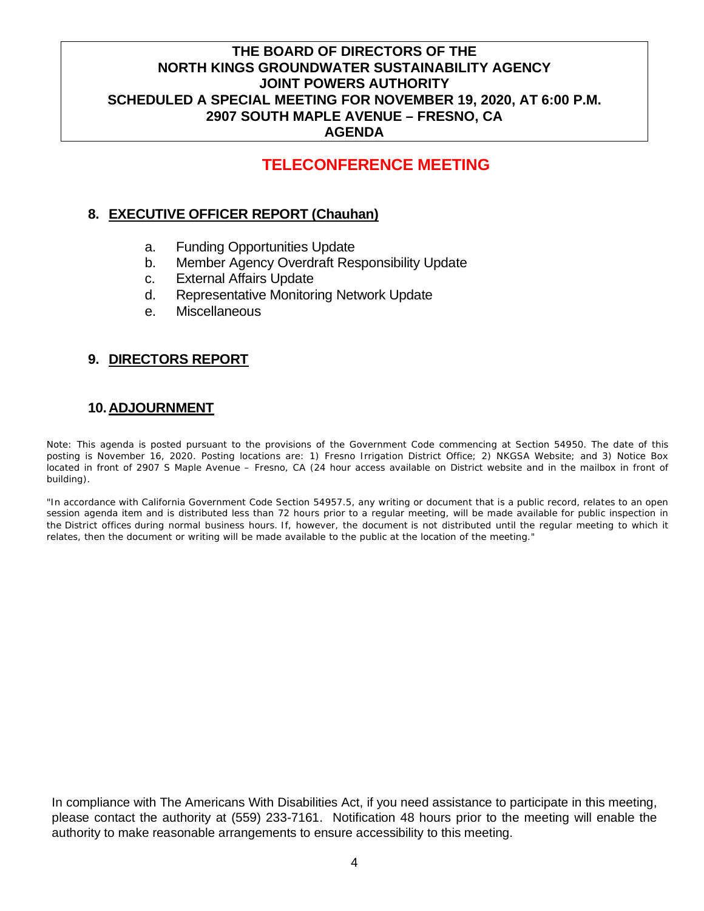**THE BOARD OF DIRECTORS OF THE**
**NORTH KINGS GROUNDWATER SUSTAINABILITY AGENCY**
**JOINT POWERS AUTHORITY**
**SCHEDULED A SPECIAL MEETING FOR NOVEMBER 19, 2020, AT 6:00 P.M.**
**2907 SOUTH MAPLE AVENUE – FRESNO, CA**
**AGENDA**

## TELECONFERENCE MEETING

## 8. EXECUTIVE OFFICER REPORT (Chauhan)

a. Funding Opportunities Update
b. Member Agency Overdraft Responsibility Update
c. External Affairs Update
d. Representative Monitoring Network Update
e. Miscellaneous

## 9. DIRECTORS REPORT

## 10. ADJOURNMENT

Note: This agenda is posted pursuant to the provisions of the Government Code commencing at Section 54950. The date of this posting is November 16, 2020. Posting locations are: 1) Fresno Irrigation District Office; 2) NKGSA Website; and 3) Notice Box located in front of 2907 S Maple Avenue – Fresno, CA (24 hour access available on District website and in the mailbox in front of building).

"In accordance with California Government Code Section 54957.5, any writing or document that is a public record, relates to an open session agenda item and is distributed less than 72 hours prior to a regular meeting, will be made available for public inspection in the District offices during normal business hours. If, however, the document is not distributed until the regular meeting to which it relates, then the document or writing will be made available to the public at the location of the meeting."

In compliance with The Americans With Disabilities Act, if you need assistance to participate in this meeting, please contact the authority at (559) 233-7161. Notification 48 hours prior to the meeting will enable the authority to make reasonable arrangements to ensure accessibility to this meeting.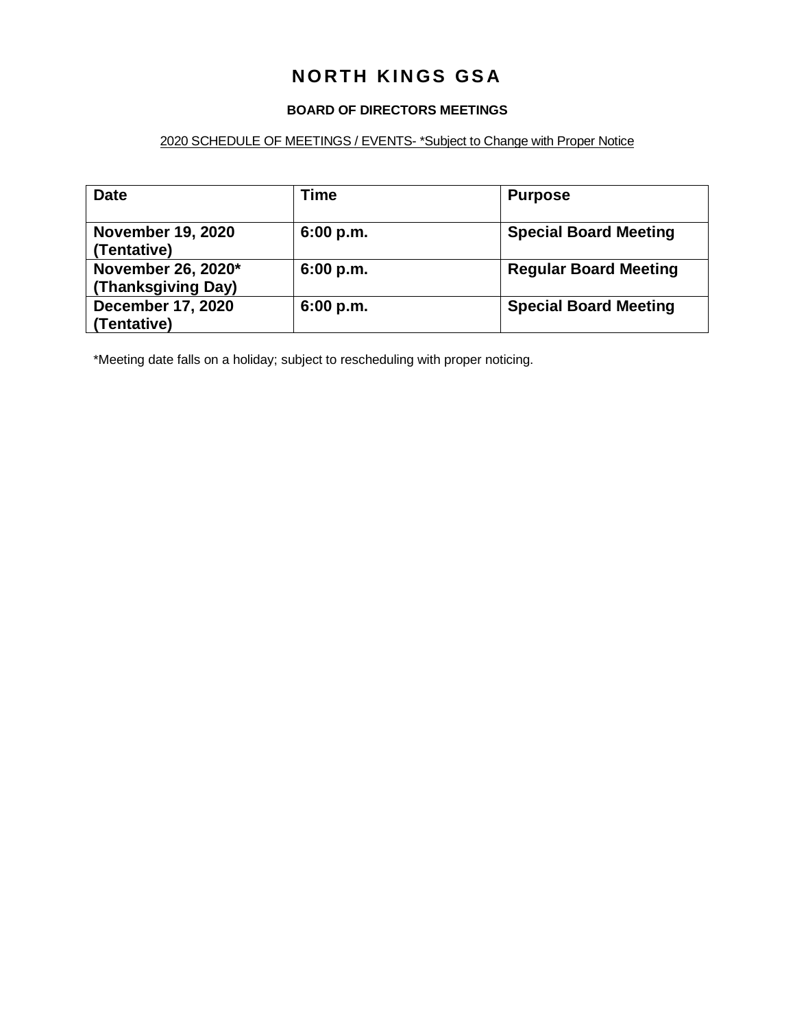# NORTH KINGS GSA

### BOARD OF DIRECTORS MEETINGS

2020 SCHEDULE OF MEETINGS / EVENTS- *Subject to Change with Proper Notice

| Date | Time | Purpose |
|---|---|---|
| **November 19, 2020 (Tentative)** | **6:00 p.m.** | **Special Board Meeting** |
| **November 26, 2020* (Thanksgiving Day)** | **6:00 p.m.** | **Regular Board Meeting** |
| **December 17, 2020 (Tentative)** | **6:00 p.m.** | **Special Board Meeting** |

*Meeting date falls on a holiday; subject to rescheduling with proper noticing.